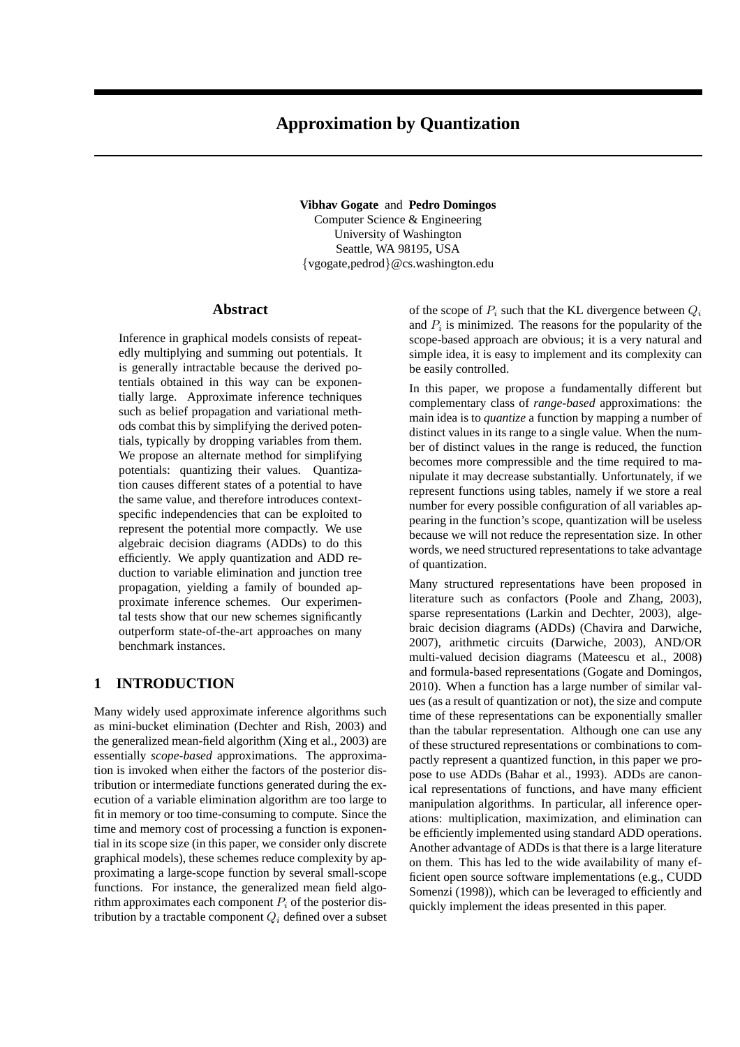# Approximation by Quantization

**Vibhav Gogate** and **Pedro Domingos**
Computer Science & Engineering
University of Washington
Seattle, WA 98195, USA
{vgogate,pedrod}@cs.washington.edu

## Abstract

Inference in graphical models consists of repeatedly multiplying and summing out potentials. It is generally intractable because the derived potentials obtained in this way can be exponentially large. Approximate inference techniques such as belief propagation and variational methods combat this by simplifying the derived potentials, typically by dropping variables from them. We propose an alternate method for simplifying potentials: quantizing their values. Quantization causes different states of a potential to have the same value, and therefore introduces context-specific independencies that can be exploited to represent the potential more compactly. We use algebraic decision diagrams (ADDs) to do this efficiently. We apply quantization and ADD reduction to variable elimination and junction tree propagation, yielding a family of bounded approximate inference schemes. Our experimental tests show that our new schemes significantly outperform state-of-the-art approaches on many benchmark instances.

## 1 INTRODUCTION

Many widely used approximate inference algorithms such as mini-bucket elimination (Dechter and Rish, 2003) and the generalized mean-field algorithm (Xing et al., 2003) are essentially *scope-based* approximations. The approximation is invoked when either the factors of the posterior distribution or intermediate functions generated during the execution of a variable elimination algorithm are too large to fit in memory or too time-consuming to compute. Since the time and memory cost of processing a function is exponential in its scope size (in this paper, we consider only discrete graphical models), these schemes reduce complexity by approximating a large-scope function by several small-scope functions. For instance, the generalized mean field algorithm approximates each component $P_i$ of the posterior distribution by a tractable component $Q_i$ defined over a subset of the scope of $P_i$ such that the KL divergence between $Q_i$ and $P_i$ is minimized. The reasons for the popularity of the scope-based approach are obvious; it is a very natural and simple idea, it is easy to implement and its complexity can be easily controlled.

In this paper, we propose a fundamentally different but complementary class of *range-based* approximations: the main idea is to *quantize* a function by mapping a number of distinct values in its range to a single value. When the number of distinct values in the range is reduced, the function becomes more compressible and the time required to manipulate it may decrease substantially. Unfortunately, if we represent functions using tables, namely if we store a real number for every possible configuration of all variables appearing in the function's scope, quantization will be useless because we will not reduce the representation size. In other words, we need structured representations to take advantage of quantization.

Many structured representations have been proposed in literature such as confactors (Poole and Zhang, 2003), sparse representations (Larkin and Dechter, 2003), algebraic decision diagrams (ADDs) (Chavira and Darwiche, 2007), arithmetic circuits (Darwiche, 2003), AND/OR multi-valued decision diagrams (Mateescu et al., 2008) and formula-based representations (Gogate and Domingos, 2010). When a function has a large number of similar values (as a result of quantization or not), the size and compute time of these representations can be exponentially smaller than the tabular representation. Although one can use any of these structured representations or combinations to compactly represent a quantized function, in this paper we propose to use ADDs (Bahar et al., 1993). ADDs are canonical representations of functions, and have many efficient manipulation algorithms. In particular, all inference operations: multiplication, maximization, and elimination can be efficiently implemented using standard ADD operations. Another advantage of ADDs is that there is a large literature on them. This has led to the wide availability of many efficient open source software implementations (e.g., CUDD Somenzi (1998)), which can be leveraged to efficiently and quickly implement the ideas presented in this paper.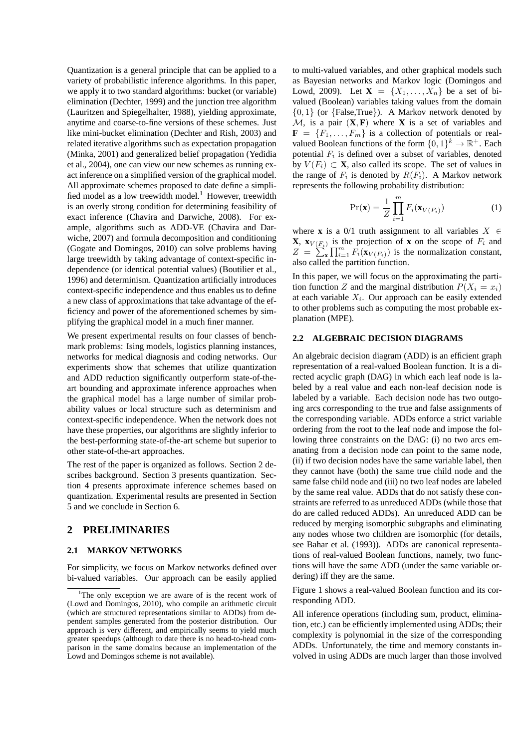Quantization is a general principle that can be applied to a variety of probabilistic inference algorithms. In this paper, we apply it to two standard algorithms: bucket (or variable) elimination (Dechter, 1999) and the junction tree algorithm (Lauritzen and Spiegelhalter, 1988), yielding approximate, anytime and coarse-to-fine versions of these schemes. Just like mini-bucket elimination (Dechter and Rish, 2003) and related iterative algorithms such as expectation propagation (Minka, 2001) and generalized belief propagation (Yedidia et al., 2004), one can view our new schemes as running exact inference on a simplified version of the graphical model. All approximate schemes proposed to date define a simplified model as a low treewidth model.[1] However, treewidth is an overly strong condition for determining feasibility of exact inference (Chavira and Darwiche, 2008). For example, algorithms such as ADD-VE (Chavira and Darwiche, 2007) and formula decomposition and conditioning (Gogate and Domingos, 2010) can solve problems having large treewidth by taking advantage of context-specific independence (or identical potential values) (Boutilier et al., 1996) and determinism. Quantization artificially introduces context-specific independence and thus enables us to define a new class of approximations that take advantage of the efficiency and power of the aforementioned schemes by simplifying the graphical model in a much finer manner.

We present experimental results on four classes of benchmark problems: Ising models, logistics planning instances, networks for medical diagnosis and coding networks. Our experiments show that schemes that utilize quantization and ADD reduction significantly outperform state-of-the-art bounding and approximate inference approaches when the graphical model has a large number of similar probability values or local structure such as determinism and context-specific independence. When the network does not have these properties, our algorithms are slightly inferior to the best-performing state-of-the-art scheme but superior to other state-of-the-art approaches.

The rest of the paper is organized as follows. Section 2 describes background. Section 3 presents quantization. Section 4 presents approximate inference schemes based on quantization. Experimental results are presented in Section 5 and we conclude in Section 6.

## 2 PRELIMINARIES

### 2.1 MARKOV NETWORKS

For simplicity, we focus on Markov networks defined over bi-valued variables. Our approach can be easily applied to multi-valued variables, and other graphical models such as Bayesian networks and Markov logic (Domingos and Lowd, 2009). Let $\mathbf{X} = \{X_1, \ldots, X_n\}$ be a set of bi-valued (Boolean) variables taking values from the domain $\{0, 1\}$ (or $\{$False,True$\}$). A Markov network denoted by $\mathcal{M}$, is a pair $(\mathbf{X}, \mathbf{F})$ where $\mathbf{X}$ is a set of variables and $\mathbf{F} = \{F_1, \ldots, F_m\}$ is a collection of potentials or real-valued Boolean functions of the form $\{0,1\}^k \rightarrow \mathbb{R}^+$. Each potential $F_i$ is defined over a subset of variables, denoted by $V(F_i) \subset \mathbf{X}$, also called its scope. The set of values in the range of $F_i$ is denoted by $R(F_i)$. A Markov network represents the following probability distribution:

$$\Pr(\mathbf{x}) = \frac{1}{Z} \prod_{i=1}^{m} F_i(\mathbf{x}_{V(F_i)}) \tag{1}$$

where $\mathbf{x}$ is a 0/1 truth assignment to all variables $X \in \mathbf{X}$, $\mathbf{x}_{V(F_i)}$ is the projection of $\mathbf{x}$ on the scope of $F_i$ and $Z = \sum_{\mathbf{x}} \prod_{i=1}^{m} F_i(\mathbf{x}_{V(F_i)})$ is the normalization constant, also called the partition function.

In this paper, we will focus on the approximating the partition function $Z$ and the marginal distribution $P(X_i = x_i)$ at each variable $X_i$. Our approach can be easily extended to other problems such as computing the most probable explanation (MPE).

### 2.2 ALGEBRAIC DECISION DIAGRAMS

An algebraic decision diagram (ADD) is an efficient graph representation of a real-valued Boolean function. It is a directed acyclic graph (DAG) in which each leaf node is labeled by a real value and each non-leaf decision node is labeled by a variable. Each decision node has two outgoing arcs corresponding to the true and false assignments of the corresponding variable. ADDs enforce a strict variable ordering from the root to the leaf node and impose the following three constraints on the DAG: (i) no two arcs emanating from a decision node can point to the same node, (ii) if two decision nodes have the same variable label, then they cannot have (both) the same true child node and the same false child node and (iii) no two leaf nodes are labeled by the same real value. ADDs that do not satisfy these constraints are referred to as unreduced ADDs (while those that do are called reduced ADDs). An unreduced ADD can be reduced by merging isomorphic subgraphs and eliminating any nodes whose two children are isomorphic (for details, see Bahar et al. (1993)). ADDs are canonical representations of real-valued Boolean functions, namely, two functions will have the same ADD (under the same variable ordering) iff they are the same.

Figure 1 shows a real-valued Boolean function and its corresponding ADD.

All inference operations (including sum, product, elimination, etc.) can be efficiently implemented using ADDs; their complexity is polynomial in the size of the corresponding ADDs. Unfortunately, the time and memory constants involved in using ADDs are much larger than those involved

[1] The only exception we are aware of is the recent work of (Lowd and Domingos, 2010), who compile an arithmetic circuit (which are structured representations similar to ADDs) from dependent samples generated from the posterior distribution. Our approach is very different, and empirically seems to yield much greater speedups (although to date there is no head-to-head comparison in the same domains because an implementation of the Lowd and Domingos scheme is not available).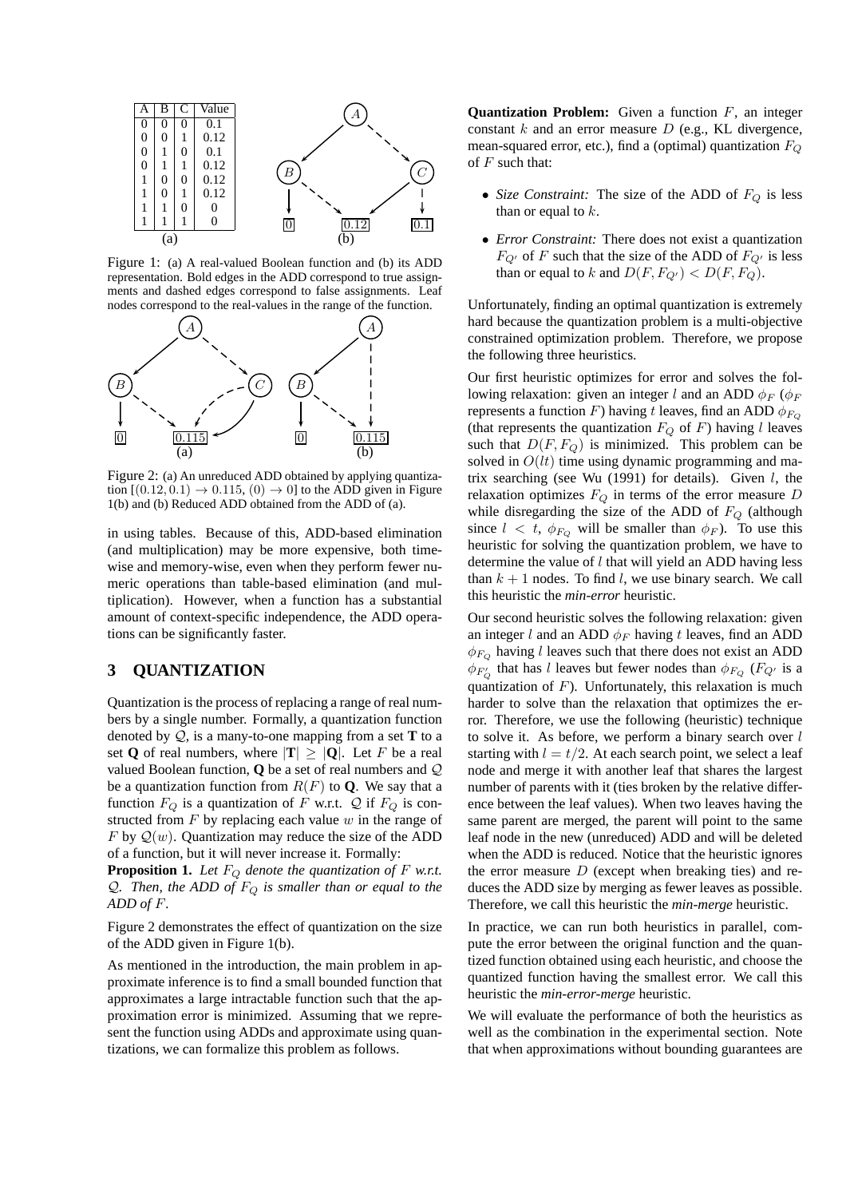| A | B | C | Value |
|---|---|---|---|
| 0 | 0 | 0 | 0.1 |
| 0 | 0 | 1 | 0.12 |
| 0 | 1 | 0 | 0.1 |
| 0 | 1 | 1 | 0.12 |
| 1 | 0 | 0 | 0.12 |
| 1 | 0 | 1 | 0.12 |
| 1 | 1 | 0 | 0 |
| 1 | 1 | 1 | 0 |

(a) (b)

Figure 1: (a) A real-valued Boolean function and (b) its ADD representation. Bold edges in the ADD correspond to true assignments and dashed edges correspond to false assignments. Leaf nodes correspond to the real-values in the range of the function.

Figure 2: (a) An unreduced ADD obtained by applying quantization $[(0.12, 0.1) \rightarrow 0.115, (0) \rightarrow 0]$ to the ADD given in Figure 1(b) and (b) Reduced ADD obtained from the ADD of (a).

in using tables. Because of this, ADD-based elimination (and multiplication) may be more expensive, both time-wise and memory-wise, even when they perform fewer numeric operations than table-based elimination (and multiplication). However, when a function has a substantial amount of context-specific independence, the ADD operations can be significantly faster.

## 3 QUANTIZATION

Quantization is the process of replacing a range of real numbers by a single number. Formally, a quantization function denoted by $\mathcal{Q}$, is a many-to-one mapping from a set **T** to a set **Q** of real numbers, where $|\mathbf{T}| \geq |\mathbf{Q}|$. Let $F$ be a real valued Boolean function, **Q** be a set of real numbers and $\mathcal{Q}$ be a quantization function from $R(F)$ to **Q**. We say that a function $F_Q$ is a quantization of $F$ w.r.t. $\mathcal{Q}$ if $F_Q$ is constructed from $F$ by replacing each value $w$ in the range of $F$ by $\mathcal{Q}(w)$. Quantization may reduce the size of the ADD of a function, but it will never increase it. Formally:

**Proposition 1.** *Let $F_Q$ denote the quantization of $F$ w.r.t. $\mathcal{Q}$. Then, the ADD of $F_Q$ is smaller than or equal to the ADD of $F$.*

Figure 2 demonstrates the effect of quantization on the size of the ADD given in Figure 1(b).

As mentioned in the introduction, the main problem in approximate inference is to find a small bounded function that approximates a large intractable function such that the approximation error is minimized. Assuming that we represent the function using ADDs and approximate using quantizations, we can formalize this problem as follows.

**Quantization Problem:** Given a function $F$, an integer constant $k$ and an error measure $D$ (e.g., KL divergence, mean-squared error, etc.), find a (optimal) quantization $F_Q$ of $F$ such that:

- *Size Constraint:* The size of the ADD of $F_Q$ is less than or equal to $k$.
- *Error Constraint:* There does not exist a quantization $F_{Q'}$ of $F$ such that the size of the ADD of $F_{Q'}$ is less than or equal to $k$ and $D(F, F_{Q'}) < D(F, F_Q)$.

Unfortunately, finding an optimal quantization is extremely hard because the quantization problem is a multi-objective constrained optimization problem. Therefore, we propose the following three heuristics.

Our first heuristic optimizes for error and solves the following relaxation: given an integer $l$ and an ADD $\phi_F$ ($\phi_F$ represents a function $F$) having $t$ leaves, find an ADD $\phi_{F_Q}$ (that represents the quantization $F_Q$ of $F$) having $l$ leaves such that $D(F, F_Q)$ is minimized. This problem can be solved in $O(lt)$ time using dynamic programming and matrix searching (see Wu (1991) for details). Given $l$, the relaxation optimizes $F_Q$ in terms of the error measure $D$ while disregarding the size of the ADD of $F_Q$ (although since $l < t$, $\phi_{F_Q}$ will be smaller than $\phi_F$). To use this heuristic for solving the quantization problem, we have to determine the value of $l$ that will yield an ADD having less than $k+1$ nodes. To find $l$, we use binary search. We call this heuristic the *min-error* heuristic.

Our second heuristic solves the following relaxation: given an integer $l$ and an ADD $\phi_F$ having $t$ leaves, find an ADD $\phi_{F_Q}$ having $l$ leaves such that there does not exist an ADD $\phi_{F'_Q}$ that has $l$ leaves but fewer nodes than $\phi_{F_Q}$ ($F_{Q'}$ is a quantization of $F$). Unfortunately, this relaxation is much harder to solve than the relaxation that optimizes the error. Therefore, we use the following (heuristic) technique to solve it. As before, we perform a binary search over $l$ starting with $l = t/2$. At each search point, we select a leaf node and merge it with another leaf that shares the largest number of parents with it (ties broken by the relative difference between the leaf values). When two leaves having the same parent are merged, the parent will point to the same leaf node in the new (unreduced) ADD and will be deleted when the ADD is reduced. Notice that the heuristic ignores the error measure $D$ (except when breaking ties) and reduces the ADD size by merging as fewer leaves as possible. Therefore, we call this heuristic the *min-merge* heuristic.

In practice, we can run both heuristics in parallel, compute the error between the original function and the quantized function obtained using each heuristic, and choose the quantized function having the smallest error. We call this heuristic the *min-error-merge* heuristic.

We will evaluate the performance of both the heuristics as well as the combination in the experimental section. Note that when approximations without bounding guarantees are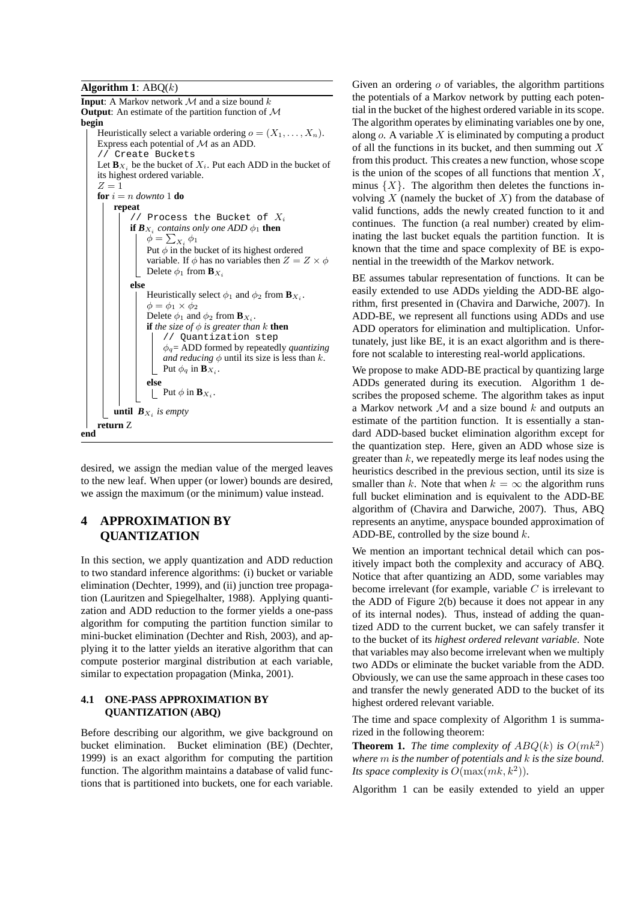**Algorithm 1**: ABQ($k$)

```
Input: A Markov network M and a size bound k
Output: An estimate of the partition function of M
begin
    Heuristically select a variable ordering o = (X_1, ..., X_n).
    Express each potential of M as an ADD.
    // Create Buckets
    Let B_{X_i} be the bucket of X_i. Put each ADD in the bucket of
    its highest ordered variable.
    Z = 1
    for i = n downto 1 do
        repeat
            // Process the Bucket of X_i
            if B_{X_i} contains only one ADD φ_1 then
                φ = Σ_{X_i} φ_1
                Put φ in the bucket of its highest ordered
                variable. If φ has no variables then Z = Z × φ
                Delete φ_1 from B_{X_i}
            else
                Heuristically select φ_1 and φ_2 from B_{X_i}.
                φ = φ_1 × φ_2
                Delete φ_1 and φ_2 from B_{X_i}.
                if the size of φ is greater than k then
                    // Quantization step
                    φ_q = ADD formed by repeatedly quantizing
                    and reducing φ until its size is less than k.
                    Put φ_q in B_{X_i}.
                else
                    Put φ in B_{X_i}.
        until B_{X_i} is empty
    return Z
end
```

desired, we assign the median value of the merged leaves to the new leaf. When upper (or lower) bounds are desired, we assign the maximum (or the minimum) value instead.

# 4 APPROXIMATION BY QUANTIZATION

In this section, we apply quantization and ADD reduction to two standard inference algorithms: (i) bucket or variable elimination (Dechter, 1999), and (ii) junction tree propagation (Lauritzen and Spiegelhalter, 1988). Applying quantization and ADD reduction to the former yields a one-pass algorithm for computing the partition function similar to mini-bucket elimination (Dechter and Rish, 2003), and applying it to the latter yields an iterative algorithm that can compute posterior marginal distribution at each variable, similar to expectation propagation (Minka, 2001).

## 4.1 ONE-PASS APPROXIMATION BY QUANTIZATION (ABQ)

Before describing our algorithm, we give background on bucket elimination. Bucket elimination (BE) (Dechter, 1999) is an exact algorithm for computing the partition function. The algorithm maintains a database of valid functions that is partitioned into buckets, one for each variable. Given an ordering $o$ of variables, the algorithm partitions the potentials of a Markov network by putting each potential in the bucket of the highest ordered variable in its scope. The algorithm operates by eliminating variables one by one, along $o$. A variable $X$ is eliminated by computing a product of all the functions in its bucket, and then summing out $X$ from this product. This creates a new function, whose scope is the union of the scopes of all functions that mention $X$, minus $\{X\}$. The algorithm then deletes the functions involving $X$ (namely the bucket of $X$) from the database of valid functions, adds the newly created function to it and continues. The function (a real number) created by eliminating the last bucket equals the partition function. It is known that the time and space complexity of BE is exponential in the treewidth of the Markov network.

BE assumes tabular representation of functions. It can be easily extended to use ADDs yielding the ADD-BE algorithm, first presented in (Chavira and Darwiche, 2007). In ADD-BE, we represent all functions using ADDs and use ADD operators for elimination and multiplication. Unfortunately, just like BE, it is an exact algorithm and is therefore not scalable to interesting real-world applications.

We propose to make ADD-BE practical by quantizing large ADDs generated during its execution. Algorithm 1 describes the proposed scheme. The algorithm takes as input a Markov network $\mathcal{M}$ and a size bound $k$ and outputs an estimate of the partition function. It is essentially a standard ADD-based bucket elimination algorithm except for the quantization step. Here, given an ADD whose size is greater than $k$, we repeatedly merge its leaf nodes using the heuristics described in the previous section, until its size is smaller than $k$. Note that when $k = \infty$ the algorithm runs full bucket elimination and is equivalent to the ADD-BE algorithm of (Chavira and Darwiche, 2007). Thus, ABQ represents an anytime, anyspace bounded approximation of ADD-BE, controlled by the size bound $k$.

We mention an important technical detail which can positively impact both the complexity and accuracy of ABQ. Notice that after quantizing an ADD, some variables may become irrelevant (for example, variable $C$ is irrelevant to the ADD of Figure 2(b) because it does not appear in any of its internal nodes). Thus, instead of adding the quantized ADD to the current bucket, we can safely transfer it to the bucket of its *highest ordered relevant variable*. Note that variables may also become irrelevant when we multiply two ADDs or eliminate the bucket variable from the ADD. Obviously, we can use the same approach in these cases too and transfer the newly generated ADD to the bucket of its highest ordered relevant variable.

The time and space complexity of Algorithm 1 is summarized in the following theorem:

**Theorem 1.** *The time complexity of $ABQ(k)$ is $O(mk^2)$ where $m$ is the number of potentials and $k$ is the size bound. Its space complexity is $O(\max(mk, k^2))$.*

Algorithm 1 can be easily extended to yield an upper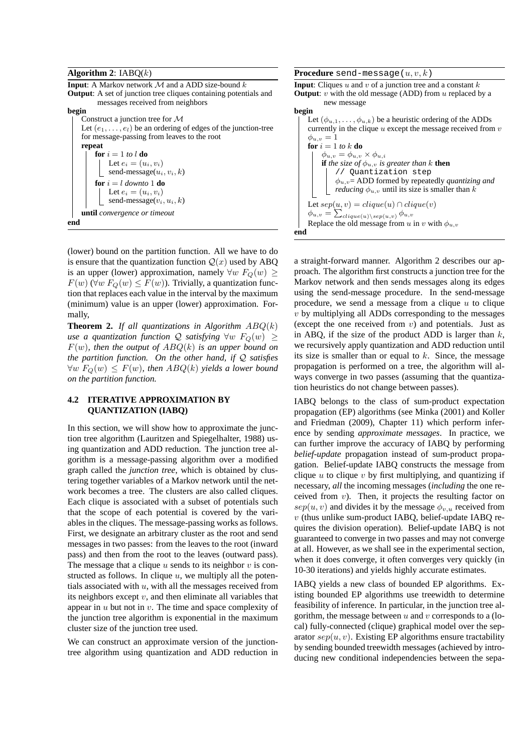**Algorithm 2**: IABQ($k$)

```
Input: A Markov network M and a ADD size-bound k
Output: A set of junction tree cliques containing potentials and
        messages received from neighbors
begin
    Construct a junction tree for M
    Let (e_1, ..., e_l) be an ordering of edges of the junction-tree
    for message-passing from leaves to the root
    repeat
        for i = 1 to l do
            Let e_i = (u_i, v_i)
            send-message(u_i, v_i, k)
        for i = l downto 1 do
            Let e_i = (u_i, v_i)
            send-message(v_i, u_i, k)
    until convergence or timeout
end
```

**Procedure** send-message($u, v, k$)

```
Input: Cliques u and v of a junction tree and a constant k
Output: v with the old message (ADD) from u replaced by a
        new message
begin
    Let (φ_{u,1}, ..., φ_{u,k}) be a heuristic ordering of the ADDs
    currently in the clique u except the message received from v
    φ_{u,v} = 1
    for i = 1 to k do
        φ_{u,v} = φ_{u,v} × φ_{u,i}
        if the size of φ_{u,v} is greater than k then
            // Quantization step
            φ_{u,v} = ADD formed by repeatedly quantizing and
            reducing φ_{u,v} until its size is smaller than k
    Let sep(u,v) = clique(u) ∩ clique(v)
    φ_{u,v} = Σ_{clique(u)\sep(u,v)} φ_{u,v}
    Replace the old message from u in v with φ_{u,v}
end
```

(lower) bound on the partition function. All we have to do is ensure that the quantization function $\mathcal{Q}(x)$ used by ABQ is an upper (lower) approximation, namely $\forall w \; F_Q(w) \geq F(w)$ ($\forall w \; F_Q(w) \leq F(w)$). Trivially, a quantization function that replaces each value in the interval by the maximum (minimum) value is an upper (lower) approximation. Formally,

**Theorem 2.** *If all quantizations in Algorithm $ABQ(k)$ use a quantization function $\mathcal{Q}$ satisfying $\forall w \; F_Q(w) \geq F(w)$, then the output of $ABQ(k)$ is an upper bound on the partition function. On the other hand, if $\mathcal{Q}$ satisfies $\forall w \; F_Q(w) \leq F(w)$, then $ABQ(k)$ yields a lower bound on the partition function.*

### 4.2 ITERATIVE APPROXIMATION BY QUANTIZATION (IABQ)

In this section, we will show how to approximate the junction tree algorithm (Lauritzen and Spiegelhalter, 1988) using quantization and ADD reduction. The junction tree algorithm is a message-passing algorithm over a modified graph called the *junction tree*, which is obtained by clustering together variables of a Markov network until the network becomes a tree. The clusters are also called cliques. Each clique is associated with a subset of potentials such that the scope of each potential is covered by the variables in the cliques. The message-passing works as follows. First, we designate an arbitrary cluster as the root and send messages in two passes: from the leaves to the root (inward pass) and then from the root to the leaves (outward pass). The message that a clique $u$ sends to its neighbor $v$ is constructed as follows. In clique $u$, we multiply all the potentials associated with $u$, with all the messages received from its neighbors except $v$, and then eliminate all variables that appear in $u$ but not in $v$. The time and space complexity of the junction tree algorithm is exponential in the maximum cluster size of the junction tree used.

We can construct an approximate version of the junction-tree algorithm using quantization and ADD reduction in a straight-forward manner. Algorithm 2 describes our approach. The algorithm first constructs a junction tree for the Markov network and then sends messages along its edges using the send-message procedure. In the send-message procedure, we send a message from a clique $u$ to clique $v$ by multiplying all ADDs corresponding to the messages (except the one received from $v$) and potentials. Just as in ABQ, if the size of the product ADD is larger than $k$, we recursively apply quantization and ADD reduction until its size is smaller than or equal to $k$. Since, the message propagation is performed on a tree, the algorithm will always converge in two passes (assuming that the quantization heuristics do not change between passes).

IABQ belongs to the class of sum-product expectation propagation (EP) algorithms (see Minka (2001) and Koller and Friedman (2009), Chapter 11) which perform inference by sending *approximate messages*. In practice, we can further improve the accuracy of IABQ by performing *belief-update* propagation instead of sum-product propagation. Belief-update IABQ constructs the message from clique $u$ to clique $v$ by first multiplying, and quantizing if necessary, *all* the incoming messages (*including* the one received from $v$). Then, it projects the resulting factor on $sep(u, v)$ and divides it by the message $\phi_{v,u}$ received from $v$ (thus unlike sum-product IABQ, belief-update IABQ requires the division operation). Belief-update IABQ is not guaranteed to converge in two passes and may not converge at all. However, as we shall see in the experimental section, when it does converge, it often converges very quickly (in 10-30 iterations) and yields highly accurate estimates.

IABQ yields a new class of bounded EP algorithms. Existing bounded EP algorithms use treewidth to determine feasibility of inference. In particular, in the junction tree algorithm, the message between $u$ and $v$ corresponds to a (local) fully-connected (clique) graphical model over the separator $sep(u, v)$. Existing EP algorithms ensure tractability by sending bounded treewidth messages (achieved by introducing new conditional independencies between the sepa-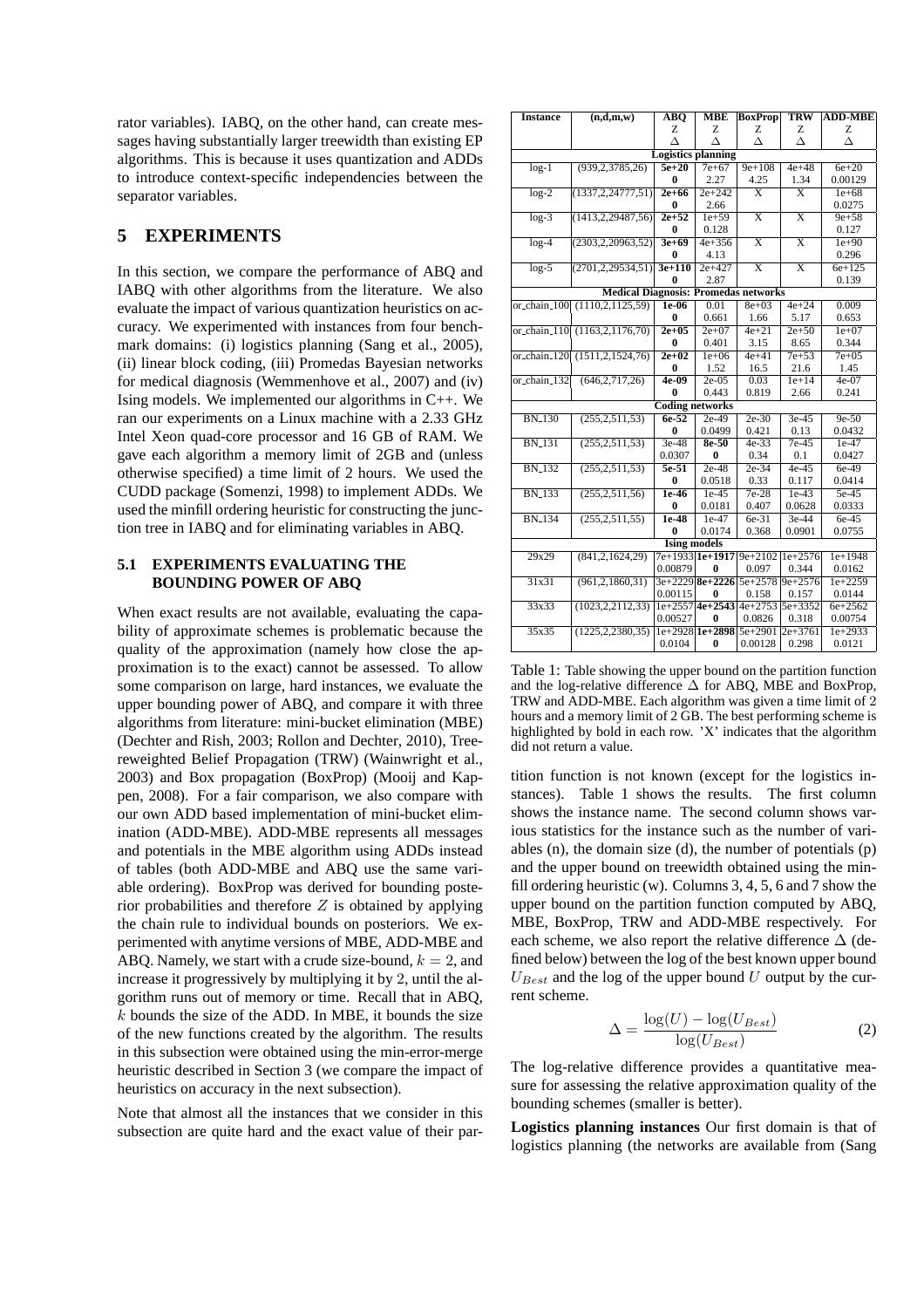rator variables). IABQ, on the other hand, can create messages having substantially larger treewidth than existing EP algorithms. This is because it uses quantization and ADDs to introduce context-specific independencies between the separator variables.

## 5 EXPERIMENTS

In this section, we compare the performance of ABQ and IABQ with other algorithms from the literature. We also evaluate the impact of various quantization heuristics on accuracy. We experimented with instances from four benchmark domains: (i) logistics planning (Sang et al., 2005), (ii) linear block coding, (iii) Promedas Bayesian networks for medical diagnosis (Wemmenhove et al., 2007) and (iv) Ising models. We implemented our algorithms in C++. We ran our experiments on a Linux machine with a 2.33 GHz Intel Xeon quad-core processor and 16 GB of RAM. We gave each algorithm a memory limit of 2GB and (unless otherwise specified) a time limit of 2 hours. We used the CUDD package (Somenzi, 1998) to implement ADDs. We used the minfill ordering heuristic for constructing the junction tree in IABQ and for eliminating variables in ABQ.

### 5.1 EXPERIMENTS EVALUATING THE BOUNDING POWER OF ABQ

When exact results are not available, evaluating the capability of approximate schemes is problematic because the quality of the approximation (namely how close the approximation is to the exact) cannot be assessed. To allow some comparison on large, hard instances, we evaluate the upper bounding power of ABQ, and compare it with three algorithms from literature: mini-bucket elimination (MBE) (Dechter and Rish, 2003; Rollon and Dechter, 2010), Tree-reweighted Belief Propagation (TRW) (Wainwright et al., 2003) and Box propagation (BoxProp) (Mooij and Kappen, 2008). For a fair comparison, we also compare with our own ADD based implementation of mini-bucket elimination (ADD-MBE). ADD-MBE represents all messages and potentials in the MBE algorithm using ADDs instead of tables (both ADD-MBE and ABQ use the same variable ordering). BoxProp was derived for bounding posterior probabilities and therefore $Z$ is obtained by applying the chain rule to individual bounds on posteriors. We experimented with anytime versions of MBE, ADD-MBE and ABQ. Namely, we start with a crude size-bound, $k = 2$, and increase it progressively by multiplying it by 2, until the algorithm runs out of memory or time. Recall that in ABQ, $k$ bounds the size of the ADD. In MBE, it bounds the size of the new functions created by the algorithm. The results in this subsection were obtained using the min-error-merge heuristic described in Section 3 (we compare the impact of heuristics on accuracy in the next subsection).

Note that almost all the instances that we consider in this subsection are quite hard and the exact value of their partition function is not known (except for the logistics instances). Table 1 shows the results. The first column shows the instance name. The second column shows various statistics for the instance such as the number of variables (n), the domain size (d), the number of potentials (p) and the upper bound on treewidth obtained using the minfill ordering heuristic (w). Columns 3, 4, 5, 6 and 7 show the upper bound on the partition function computed by ABQ, MBE, BoxProp, TRW and ADD-MBE respectively. For each scheme, we also report the relative difference $\Delta$ (defined below) between the log of the best known upper bound $U_{Best}$ and the log of the upper bound $U$ output by the current scheme.

$$\Delta = \frac{\log(U) - \log(U_{Best})}{\log(U_{Best})} \tag{2}$$

The log-relative difference provides a quantitative measure for assessing the relative approximation quality of the bounding schemes (smaller is better).

**Logistics planning instances** Our first domain is that of logistics planning (the networks are available from (Sang

| Instance | (n,d,m,w) | ABQ | MBE | BoxProp | TRW | ADD-MBE |
|---|---|---|---|---|---|---|
| | | Z / Δ | Z / Δ | Z / Δ | Z / Δ | Z / Δ |
| **Logistics planning** | | | | | | |
| log-1 | (939,2,3785,26) | **5e+20** / **0** | 7e+67 / 2.27 | 9e+108 / 4.25 | 4e+48 / 1.34 | 6e+20 / 0.00129 |
| log-2 | (1337,2,24777,51) | **2e+66** / **0** | 2e+242 / 2.66 | X | X | 1e+68 / 0.0275 |
| log-3 | (1413,2,29487,56) | **2e+52** / **0** | 1e+59 / 0.128 | X | X | 9e+58 / 0.127 |
| log-4 | (2303,2,20963,52) | **3e+69** / **0** | 4e+356 / 4.13 | X | X | 1e+90 / 0.296 |
| log-5 | (2701,2,29534,51) | **3e+110** / **0** | 2e+427 / 2.87 | X | X | 6e+125 / 0.139 |
| **Medical Diagnosis: Promedas networks** | | | | | | |
| or_chain_100 | (1110,2,1125,59) | **1e-06** / **0** | 0.01 / 0.661 | 8e+03 / 1.66 | 4e+24 / 5.17 | 0.009 / 0.653 |
| or_chain_110 | (1163,2,1176,70) | **2e+05** / **0** | 2e+07 / 0.401 | 4e+21 / 3.15 | 2e+50 / 8.65 | 1e+07 / 0.344 |
| or_chain_120 | (1511,2,1524,76) | **2e+02** / **0** | 1e+06 / 1.52 | 4e+41 / 16.5 | 7e+53 / 21.6 | 7e+05 / 1.45 |
| or_chain_132 | (646,2,717,26) | **4e-09** / **0** | 2e-05 / 0.443 | 0.03 / 0.819 | 1e+14 / 2.66 | 4e-07 / 0.241 |
| **Coding networks** | | | | | | |
| BN_130 | (255,2,511,53) | **6e-52** / **0** | 2e-49 / 0.0499 | 2e-30 / 0.421 | 3e-45 / 0.13 | 9e-50 / 0.0432 |
| BN_131 | (255,2,511,53) | 3e-48 / 0.0307 | **8e-50** / **0** | 4e-33 / 0.34 | 7e-45 / 0.1 | 1e-47 / 0.0427 |
| BN_132 | (255,2,511,53) | **5e-51** / **0** | 2e-48 / 0.0518 | 2e-34 / 0.33 | 4e-45 / 0.117 | 6e-49 / 0.0414 |
| BN_133 | (255,2,511,56) | **1e-46** / **0** | 1e-45 / 0.0181 | 7e-28 / 0.407 | 1e-43 / 0.0628 | 5e-45 / 0.0333 |
| BN_134 | (255,2,511,55) | **1e-48** / **0** | 1e-47 / 0.0174 | 6e-31 / 0.368 | 3e-44 / 0.0901 | 6e-45 / 0.0755 |
| **Ising models** | | | | | | |
| 29x29 | (841,2,1624,29) | 7e+1933 / 0.00879 | **1e+1917** / **0** | 9e+2102 / 0.097 | 1e+2576 / 0.344 | 1e+1948 / 0.0162 |
| 31x31 | (961,2,1860,31) | 3e+2229 / 0.00115 | **8e+2226** / **0** | 5e+2578 / 0.158 | 9e+2576 / 0.157 | 1e+2259 / 0.0144 |
| 33x33 | (1023,2,2112,33) | 1e+2557 / 0.00527 | **4e+2543** / **0** | 4e+2753 / 0.0826 | 5e+3352 / 0.318 | 6e+2562 / 0.00754 |
| 35x35 | (1225,2,2380,35) | 1e+2928 / 0.0104 | **1e+2898** / **0** | 5e+2901 / 0.00128 | 2e+3761 / 0.298 | 1e+2933 / 0.0121 |

Table 1: Table showing the upper bound on the partition function and the log-relative difference $\Delta$ for ABQ, MBE and BoxProp, TRW and ADD-MBE. Each algorithm was given a time limit of 2 hours and a memory limit of 2 GB. The best performing scheme is highlighted by bold in each row. 'X' indicates that the algorithm did not return a value.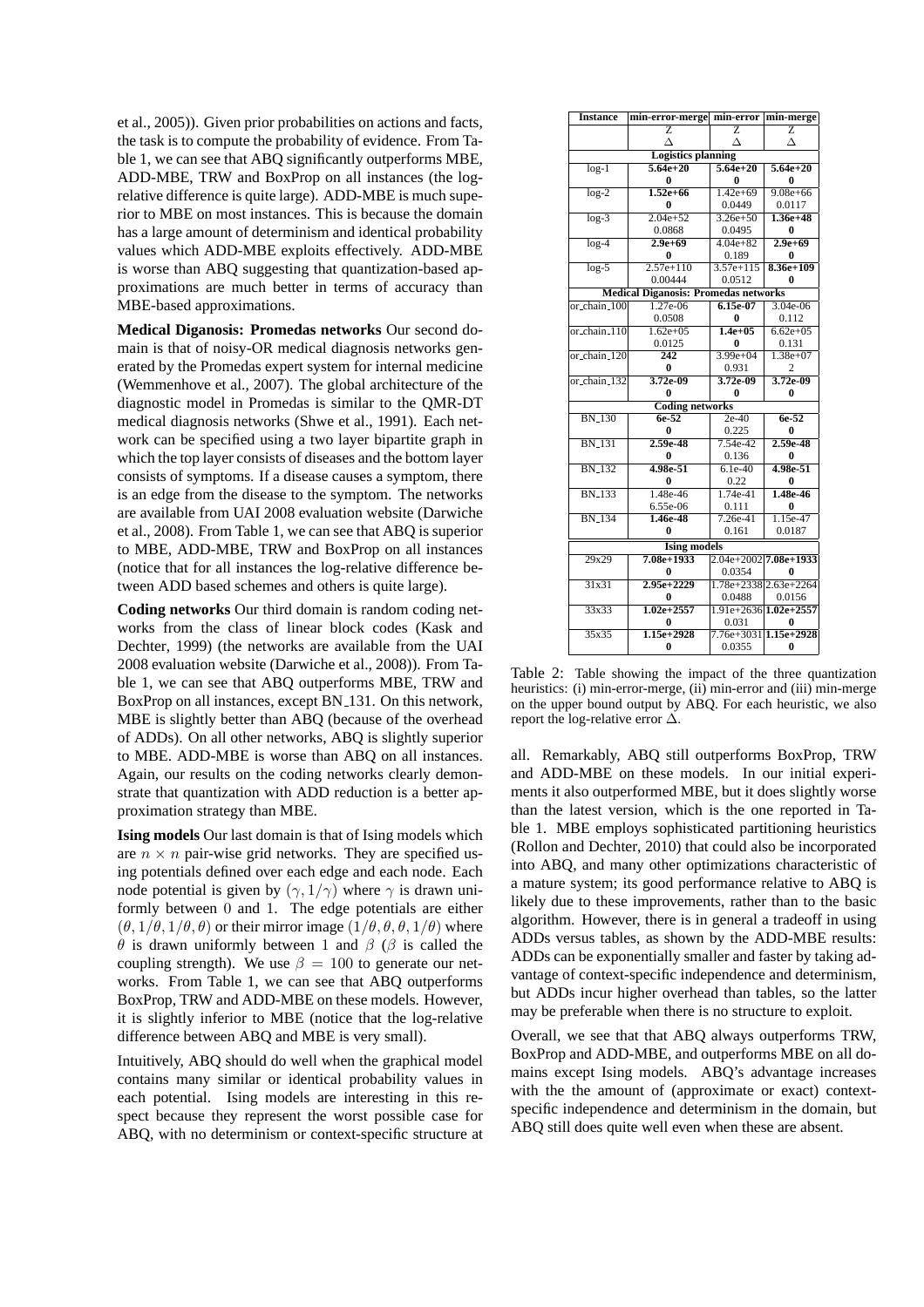et al., 2005)). Given prior probabilities on actions and facts, the task is to compute the probability of evidence. From Table 1, we can see that ABQ significantly outperforms MBE, ADD-MBE, TRW and BoxProp on all instances (the log-relative difference is quite large). ADD-MBE is much superior to MBE on most instances. This is because the domain has a large amount of determinism and identical probability values which ADD-MBE exploits effectively. ADD-MBE is worse than ABQ suggesting that quantization-based approximations are much better in terms of accuracy than MBE-based approximations.

**Medical Diganosis: Promedas networks** Our second domain is that of noisy-OR medical diagnosis networks generated by the Promedas expert system for internal medicine (Wemmenhove et al., 2007). The global architecture of the diagnostic model in Promedas is similar to the QMR-DT medical diagnosis networks (Shwe et al., 1991). Each network can be specified using a two layer bipartite graph in which the top layer consists of diseases and the bottom layer consists of symptoms. If a disease causes a symptom, there is an edge from the disease to the symptom. The networks are available from UAI 2008 evaluation website (Darwiche et al., 2008). From Table 1, we can see that ABQ is superior to MBE, ADD-MBE, TRW and BoxProp on all instances (notice that for all instances the log-relative difference between ADD based schemes and others is quite large).

**Coding networks** Our third domain is random coding networks from the class of linear block codes (Kask and Dechter, 1999) (the networks are available from the UAI 2008 evaluation website (Darwiche et al., 2008)). From Table 1, we can see that ABQ outperforms MBE, TRW and BoxProp on all instances, except BN_131. On this network, MBE is slightly better than ABQ (because of the overhead of ADDs). On all other networks, ABQ is slightly superior to MBE. ADD-MBE is worse than ABQ on all instances. Again, our results on the coding networks clearly demonstrate that quantization with ADD reduction is a better approximation strategy than MBE.

**Ising models** Our last domain is that of Ising models which are $n \times n$ pair-wise grid networks. They are specified using potentials defined over each edge and each node. Each node potential is given by $(\gamma, 1/\gamma)$ where $\gamma$ is drawn uniformly between 0 and 1. The edge potentials are either $(\theta, 1/\theta, 1/\theta, \theta)$ or their mirror image $(1/\theta, \theta, \theta, 1/\theta)$ where $\theta$ is drawn uniformly between 1 and $\beta$ ($\beta$ is called the coupling strength). We use $\beta = 100$ to generate our networks. From Table 1, we can see that ABQ outperforms BoxProp, TRW and ADD-MBE on these models. However, it is slightly inferior to MBE (notice that the log-relative difference between ABQ and MBE is very small).

Intuitively, ABQ should do well when the graphical model contains many similar or identical probability values in each potential. Ising models are interesting in this respect because they represent the worst possible case for ABQ, with no determinism or context-specific structure at all. Remarkably, ABQ still outperforms BoxProp, TRW and ADD-MBE on these models. In our initial experiments it also outperformed MBE, but it does slightly worse than the latest version, which is the one reported in Table 1. MBE employs sophisticated partitioning heuristics (Rollon and Dechter, 2010) that could also be incorporated into ABQ, and many other optimizations characteristic of a mature system; its good performance relative to ABQ is likely due to these improvements, rather than to the basic algorithm. However, there is in general a tradeoff in using ADDs versus tables, as shown by the ADD-MBE results: ADDs can be exponentially smaller and faster by taking advantage of context-specific independence and determinism, but ADDs incur higher overhead than tables, so the latter may be preferable when there is no structure to exploit.

Overall, we see that that ABQ always outperforms TRW, BoxProp and ADD-MBE, and outperforms MBE on all domains except Ising models. ABQ's advantage increases with the the amount of (approximate or exact) context-specific independence and determinism in the domain, but ABQ still does quite well even when these are absent.

| Instance | min-error-merge | min-error | min-merge |
|---|---|---|---|
| | Z | Z | Z |
| | $\Delta$ | $\Delta$ | $\Delta$ |
| **Logistics planning** | | | |
| log-1 | **5.64e+20** | **5.64e+20** | **5.64e+20** |
| | **0** | **0** | **0** |
| log-2 | **1.52e+66** | 1.42e+69 | 9.08e+66 |
| | **0** | 0.0449 | 0.0117 |
| log-3 | 2.04e+52 | 3.26e+50 | **1.36e+48** |
| | 0.0868 | 0.0495 | **0** |
| log-4 | **2.9e+69** | 4.04e+82 | **2.9e+69** |
| | **0** | 0.189 | **0** |
| log-5 | 2.57e+110 | 3.57e+115 | **8.36e+109** |
| | 0.00444 | 0.0512 | **0** |
| **Medical Diganosis: Promedas networks** | | | |
| or_chain_100 | 1.27e-06 | **6.15e-07** | 3.04e-06 |
| | 0.0508 | **0** | 0.112 |
| or_chain_110 | 1.62e+05 | **1.4e+05** | 6.62e+05 |
| | 0.0125 | **0** | 0.131 |
| or_chain_120 | **242** | 3.99e+04 | 1.38e+07 |
| | **0** | 0.931 | 2 |
| or_chain_132 | **3.72e-09** | **3.72e-09** | **3.72e-09** |
| | **0** | **0** | **0** |
| **Coding networks** | | | |
| BN_130 | **6e-52** | 2e-40 | **6e-52** |
| | **0** | 0.225 | **0** |
| BN_131 | **2.59e-48** | 7.54e-42 | **2.59e-48** |
| | **0** | 0.136 | **0** |
| BN_132 | **4.98e-51** | 6.1e-40 | **4.98e-51** |
| | **0** | 0.22 | **0** |
| BN_133 | 1.48e-46 | 1.74e-41 | **1.48e-46** |
| | 6.55e-06 | 0.111 | **0** |
| BN_134 | **1.46e-48** | 7.26e-41 | 1.15e-47 |
| | **0** | 0.161 | 0.0187 |
| **Ising models** | | | |
| 29x29 | **7.08e+1933** | 2.04e+2002 | **7.08e+1933** |
| | **0** | 0.0354 | **0** |
| 31x31 | **2.95e+2229** | 1.78e+2338 | 2.63e+2264 |
| | **0** | 0.0488 | 0.0156 |
| 33x33 | **1.02e+2557** | 1.91e+2636 | **1.02e+2557** |
| | **0** | 0.031 | **0** |
| 35x35 | **1.15e+2928** | 7.76e+3031 | **1.15e+2928** |
| | **0** | 0.0355 | **0** |

Table 2: Table showing the impact of the three quantization heuristics: (i) min-error-merge, (ii) min-error and (iii) min-merge on the upper bound output by ABQ. For each heuristic, we also report the log-relative error $\Delta$.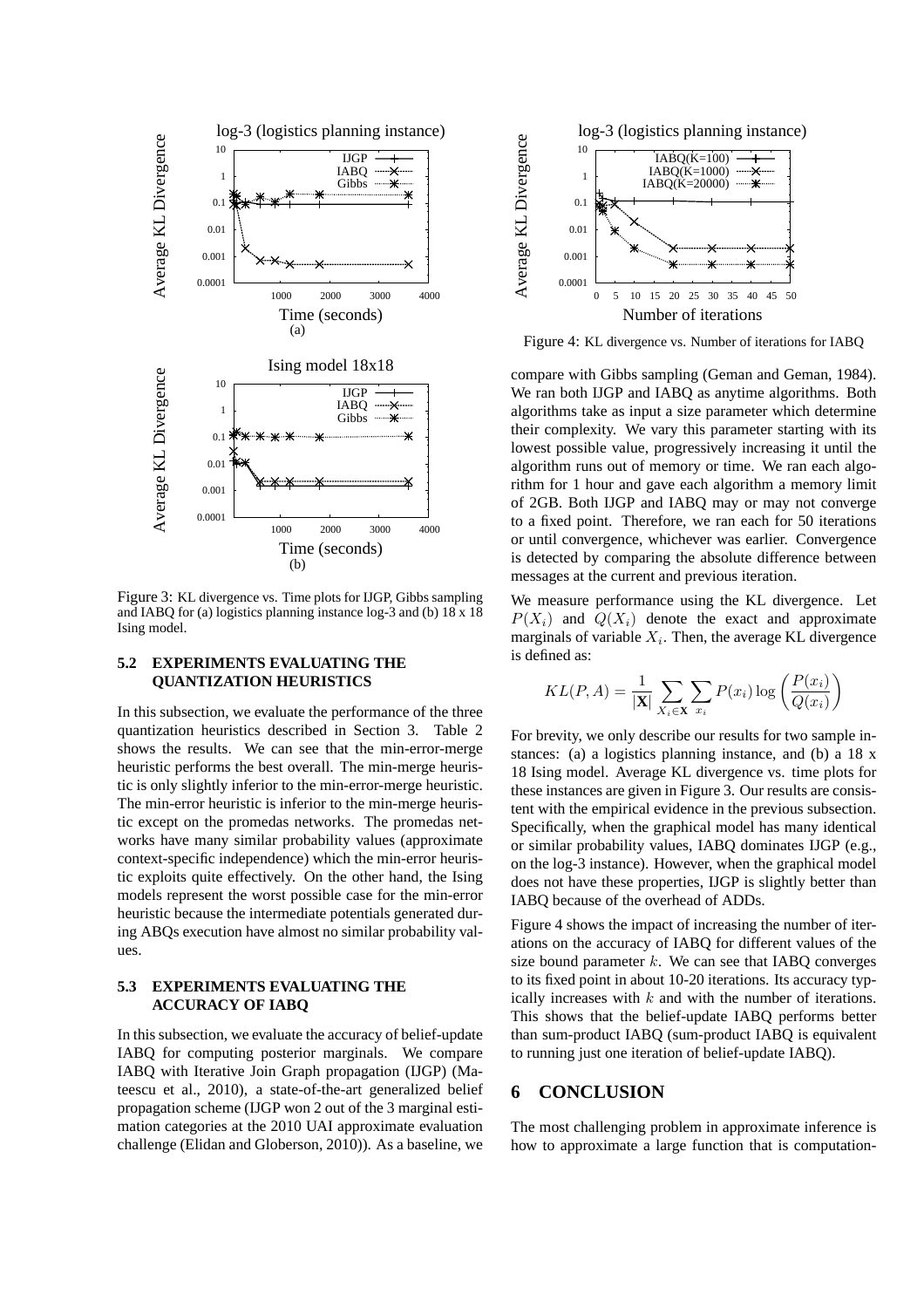Figure 3: KL divergence vs. Time plots for IJGP, Gibbs sampling and IABQ for (a) logistics planning instance log-3 and (b) 18 x 18 Ising model.

### 5.2 EXPERIMENTS EVALUATING THE QUANTIZATION HEURISTICS

In this subsection, we evaluate the performance of the three quantization heuristics described in Section 3. Table 2 shows the results. We can see that the min-error-merge heuristic performs the best overall. The min-merge heuristic is only slightly inferior to the min-error-merge heuristic. The min-error heuristic is inferior to the min-merge heuristic except on the promedas networks. The promedas networks have many similar probability values (approximate context-specific independence) which the min-error heuristic exploits quite effectively. On the other hand, the Ising models represent the worst possible case for the min-error heuristic because the intermediate potentials generated during ABQs execution have almost no similar probability values.

### 5.3 EXPERIMENTS EVALUATING THE ACCURACY OF IABQ

In this subsection, we evaluate the accuracy of belief-update IABQ for computing posterior marginals. We compare IABQ with Iterative Join Graph propagation (IJGP) (Mateescu et al., 2010), a state-of-the-art generalized belief propagation scheme (IJGP won 2 out of the 3 marginal estimation categories at the 2010 UAI approximate evaluation challenge (Elidan and Globerson, 2010)). As a baseline, we compare with Gibbs sampling (Geman and Geman, 1984). We ran both IJGP and IABQ as anytime algorithms. Both algorithms take as input a size parameter which determine their complexity. We vary this parameter starting with its lowest possible value, progressively increasing it until the algorithm runs out of memory or time. We ran each algorithm for 1 hour and gave each algorithm a memory limit of 2GB. Both IJGP and IABQ may or may not converge to a fixed point. Therefore, we ran each for 50 iterations or until convergence, whichever was earlier. Convergence is detected by comparing the absolute difference between messages at the current and previous iteration.

We measure performance using the KL divergence. Let $P(X_i)$ and $Q(X_i)$ denote the exact and approximate marginals of variable $X_i$. Then, the average KL divergence is defined as:

$$KL(P, A) = \frac{1}{|\mathbf{X}|} \sum_{X_i \in \mathbf{X}} \sum_{x_i} P(x_i) \log \left( \frac{P(x_i)}{Q(x_i)} \right)$$

For brevity, we only describe our results for two sample instances: (a) a logistics planning instance, and (b) a 18 x 18 Ising model. Average KL divergence vs. time plots for these instances are given in Figure 3. Our results are consistent with the empirical evidence in the previous subsection. Specifically, when the graphical model has many identical or similar probability values, IABQ dominates IJGP (e.g., on the log-3 instance). However, when the graphical model does not have these properties, IJGP is slightly better than IABQ because of the overhead of ADDs.

Figure 4: KL divergence vs. Number of iterations for IABQ

Figure 4 shows the impact of increasing the number of iterations on the accuracy of IABQ for different values of the size bound parameter $k$. We can see that IABQ converges to its fixed point in about 10-20 iterations. Its accuracy typically increases with $k$ and with the number of iterations. This shows that the belief-update IABQ performs better than sum-product IABQ (sum-product IABQ is equivalent to running just one iteration of belief-update IABQ).

## 6 CONCLUSION

The most challenging problem in approximate inference is how to approximate a large function that is computation-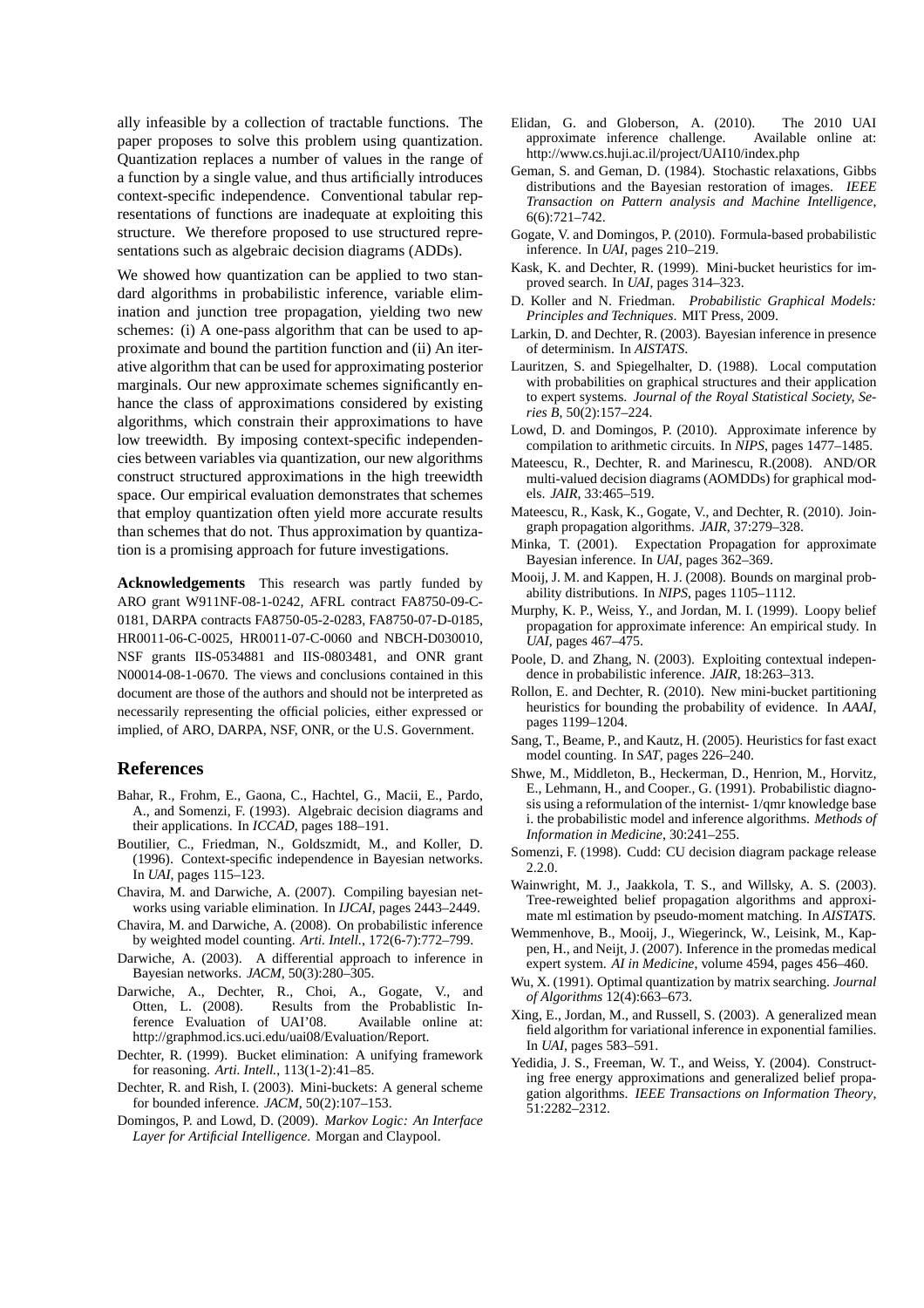ally infeasible by a collection of tractable functions. The paper proposes to solve this problem using quantization. Quantization replaces a number of values in the range of a function by a single value, and thus artificially introduces context-specific independence. Conventional tabular representations of functions are inadequate at exploiting this structure. We therefore proposed to use structured representations such as algebraic decision diagrams (ADDs).

We showed how quantization can be applied to two standard algorithms in probabilistic inference, variable elimination and junction tree propagation, yielding two new schemes: (i) A one-pass algorithm that can be used to approximate and bound the partition function and (ii) An iterative algorithm that can be used for approximating posterior marginals. Our new approximate schemes significantly enhance the class of approximations considered by existing algorithms, which constrain their approximations to have low treewidth. By imposing context-specific independencies between variables via quantization, our new algorithms construct structured approximations in the high treewidth space. Our empirical evaluation demonstrates that schemes that employ quantization often yield more accurate results than schemes that do not. Thus approximation by quantization is a promising approach for future investigations.

**Acknowledgements** This research was partly funded by ARO grant W911NF-08-1-0242, AFRL contract FA8750-09-C-0181, DARPA contracts FA8750-05-2-0283, FA8750-07-D-0185, HR0011-06-C-0025, HR0011-07-C-0060 and NBCH-D030010, NSF grants IIS-0534881 and IIS-0803481, and ONR grant N00014-08-1-0670. The views and conclusions contained in this document are those of the authors and should not be interpreted as necessarily representing the official policies, either expressed or implied, of ARO, DARPA, NSF, ONR, or the U.S. Government.

## References

Bahar, R., Frohm, E., Gaona, C., Hachtel, G., Macii, E., Pardo, A., and Somenzi, F. (1993). Algebraic decision diagrams and their applications. In *ICCAD*, pages 188–191.

Boutilier, C., Friedman, N., Goldszmidt, M., and Koller, D. (1996). Context-specific independence in Bayesian networks. In *UAI*, pages 115–123.

Chavira, M. and Darwiche, A. (2007). Compiling bayesian networks using variable elimination. In *IJCAI*, pages 2443–2449.

Chavira, M. and Darwiche, A. (2008). On probabilistic inference by weighted model counting. *Arti. Intell.*, 172(6-7):772–799.

Darwiche, A. (2003). A differential approach to inference in Bayesian networks. *JACM*, 50(3):280–305.

Darwiche, A., Dechter, R., Choi, A., Gogate, V., and Otten, L. (2008). Results from the Probablistic Inference Evaluation of UAI'08. Available online at: http://graphmod.ics.uci.edu/uai08/Evaluation/Report.

Dechter, R. (1999). Bucket elimination: A unifying framework for reasoning. *Arti. Intell.*, 113(1-2):41–85.

Dechter, R. and Rish, I. (2003). Mini-buckets: A general scheme for bounded inference. *JACM*, 50(2):107–153.

Domingos, P. and Lowd, D. (2009). *Markov Logic: An Interface Layer for Artificial Intelligence*. Morgan and Claypool.

Elidan, G. and Globerson, A. (2010). The 2010 UAI approximate inference challenge. Available online at: http://www.cs.huji.ac.il/project/UAI10/index.php

Geman, S. and Geman, D. (1984). Stochastic relaxations, Gibbs distributions and the Bayesian restoration of images. *IEEE Transaction on Pattern analysis and Machine Intelligence*, 6(6):721–742.

Gogate, V. and Domingos, P. (2010). Formula-based probabilistic inference. In *UAI*, pages 210–219.

Kask, K. and Dechter, R. (1999). Mini-bucket heuristics for improved search. In *UAI*, pages 314–323.

D. Koller and N. Friedman. *Probabilistic Graphical Models: Principles and Techniques*. MIT Press, 2009.

Larkin, D. and Dechter, R. (2003). Bayesian inference in presence of determinism. In *AISTATS*.

Lauritzen, S. and Spiegelhalter, D. (1988). Local computation with probabilities on graphical structures and their application to expert systems. *Journal of the Royal Statistical Society, Series B*, 50(2):157–224.

Lowd, D. and Domingos, P. (2010). Approximate inference by compilation to arithmetic circuits. In *NIPS*, pages 1477–1485.

Mateescu, R., Dechter, R. and Marinescu, R.(2008). AND/OR multi-valued decision diagrams (AOMDDs) for graphical models. *JAIR*, 33:465–519.

Mateescu, R., Kask, K., Gogate, V., and Dechter, R. (2010). Join-graph propagation algorithms. *JAIR*, 37:279–328.

Minka, T. (2001). Expectation Propagation for approximate Bayesian inference. In *UAI*, pages 362–369.

Mooij, J. M. and Kappen, H. J. (2008). Bounds on marginal probability distributions. In *NIPS*, pages 1105–1112.

Murphy, K. P., Weiss, Y., and Jordan, M. I. (1999). Loopy belief propagation for approximate inference: An empirical study. In *UAI*, pages 467–475.

Poole, D. and Zhang, N. (2003). Exploiting contextual independence in probabilistic inference. *JAIR*, 18:263–313.

Rollon, E. and Dechter, R. (2010). New mini-bucket partitioning heuristics for bounding the probability of evidence. In *AAAI*, pages 1199–1204.

Sang, T., Beame, P., and Kautz, H. (2005). Heuristics for fast exact model counting. In *SAT*, pages 226–240.

Shwe, M., Middleton, B., Heckerman, D., Henrion, M., Horvitz, E., Lehmann, H., and Cooper., G. (1991). Probabilistic diagnosis using a reformulation of the internist- 1/qmr knowledge base i. the probabilistic model and inference algorithms. *Methods of Information in Medicine*, 30:241–255.

Somenzi, F. (1998). Cudd: CU decision diagram package release 2.2.0.

Wainwright, M. J., Jaakkola, T. S., and Willsky, A. S. (2003). Tree-reweighted belief propagation algorithms and approximate ml estimation by pseudo-moment matching. In *AISTATS*.

Wemmenhove, B., Mooij, J., Wiegerinck, W., Leisink, M., Kappen, H., and Neijt, J. (2007). Inference in the promedas medical expert system. *AI in Medicine*, volume 4594, pages 456–460.

Wu, X. (1991). Optimal quantization by matrix searching. *Journal of Algorithms* 12(4):663–673.

Xing, E., Jordan, M., and Russell, S. (2003). A generalized mean field algorithm for variational inference in exponential families. In *UAI*, pages 583–591.

Yedidia, J. S., Freeman, W. T., and Weiss, Y. (2004). Constructing free energy approximations and generalized belief propagation algorithms. *IEEE Transactions on Information Theory*, 51:2282–2312.